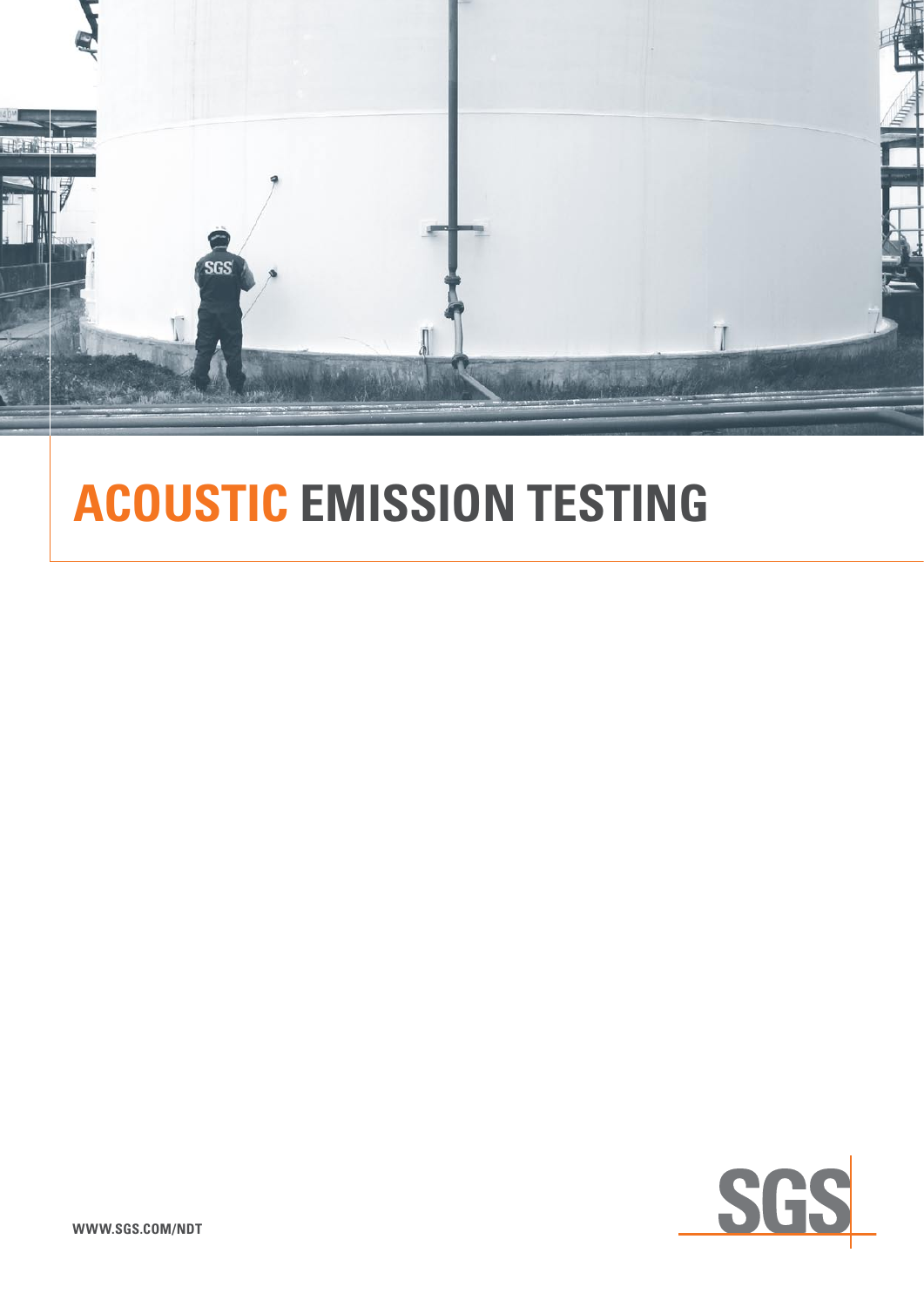# ACOUSTIC EMISSION TESTING

WWW.SGS.COM/NDT

SGS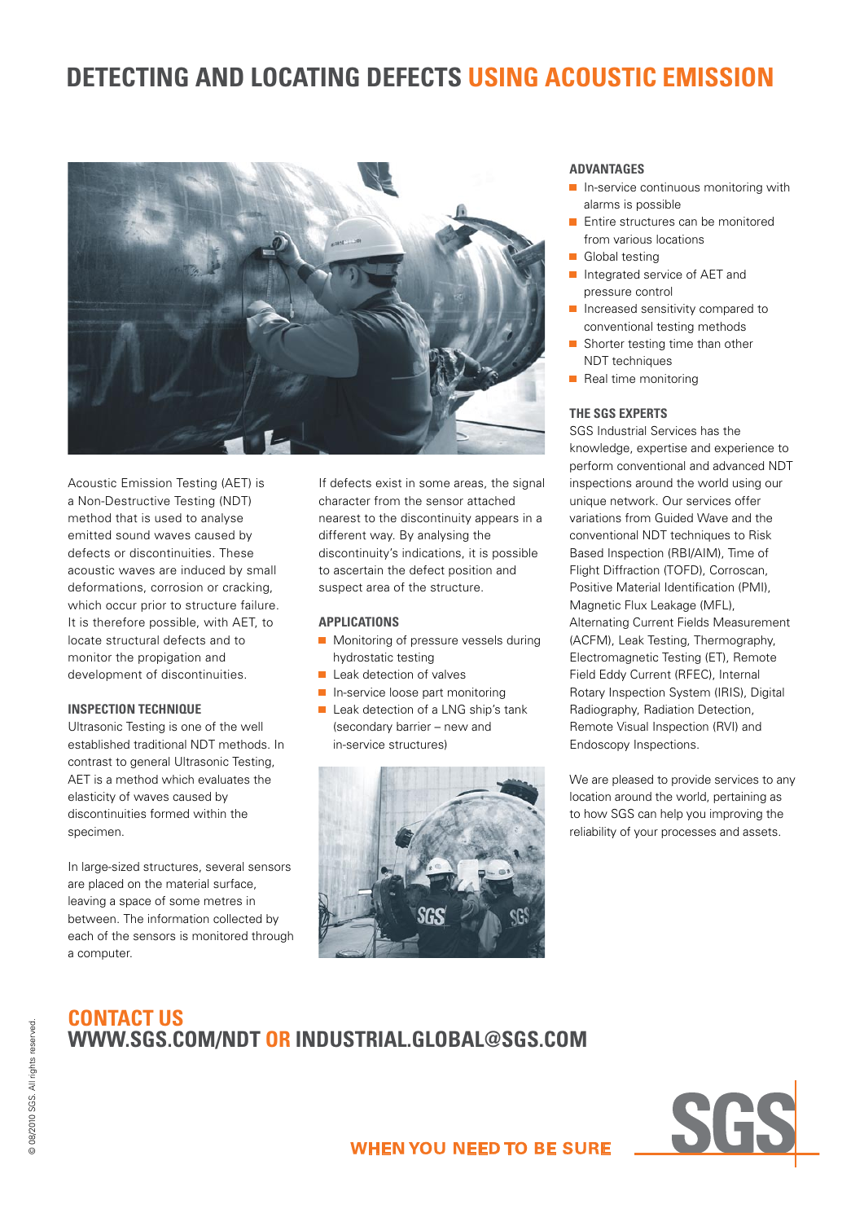# DETECTING AND LOCATING DEFECTS USING ACOUSTIC EMISSION

Acoustic Emission Testing (AET) is a Non-Destructive Testing (NDT) method that is used to analyse emitted sound waves caused by defects or discontinuities. These acoustic waves are induced by small deformations, corrosion or cracking, which occur prior to structure failure. It is therefore possible, with AET, to locate structural defects and to monitor the propigation and development of discontinuities.

### INSPECTION TECHNIQUE

Ultrasonic Testing is one of the well established traditional NDT methods. In contrast to general Ultrasonic Testing, AET is a method which evaluates the elasticity of waves caused by discontinuities formed within the specimen.

In large-sized structures, several sensors are placed on the material surface, leaving a space of some metres in between. The information collected by each of the sensors is monitored through a computer.

If defects exist in some areas, the signal character from the sensor attached nearest to the discontinuity appears in a different way. By analysing the discontinuity's indications, it is possible to ascertain the defect position and suspect area of the structure.

### APPLICATIONS

- Monitoring of pressure vessels during hydrostatic testing
- Leak detection of valves
- In-service loose part monitoring
- Leak detection of a LNG ship's tank (secondary barrier – new and in-service structures)

### ADVANTAGES

- In-service continuous monitoring with alarms is possible
- Entire structures can be monitored from various locations
- Global testing
- Integrated service of AET and pressure control
- Increased sensitivity compared to conventional testing methods
- Shorter testing time than other NDT techniques
- Real time monitoring

### THE SGS EXPERTS

SGS Industrial Services has the knowledge, expertise and experience to perform conventional and advanced NDT inspections around the world using our unique network. Our services offer variations from Guided Wave and the conventional NDT techniques to Risk Based Inspection (RBI/AIM), Time of Flight Diffraction (TOFD), Corroscan, Positive Material Identification (PMI), Magnetic Flux Leakage (MFL), Alternating Current Fields Measurement (ACFM), Leak Testing, Thermography, Electromagnetic Testing (ET), Remote Field Eddy Current (RFEC), Internal Rotary Inspection System (IRIS), Digital Radiography, Radiation Detection, Remote Visual Inspection (RVI) and Endoscopy Inspections.

We are pleased to provide services to any location around the world, pertaining as to how SGS can help you improving the reliability of your processes and assets.

## CONTACT US
**WWW.SGS.COM/NDT OR INDUSTRIAL.GLOBAL@SGS.COM**

© 08/2010 SGS. All rights reserved.

WHEN YOU NEED TO BE SURE

SGS